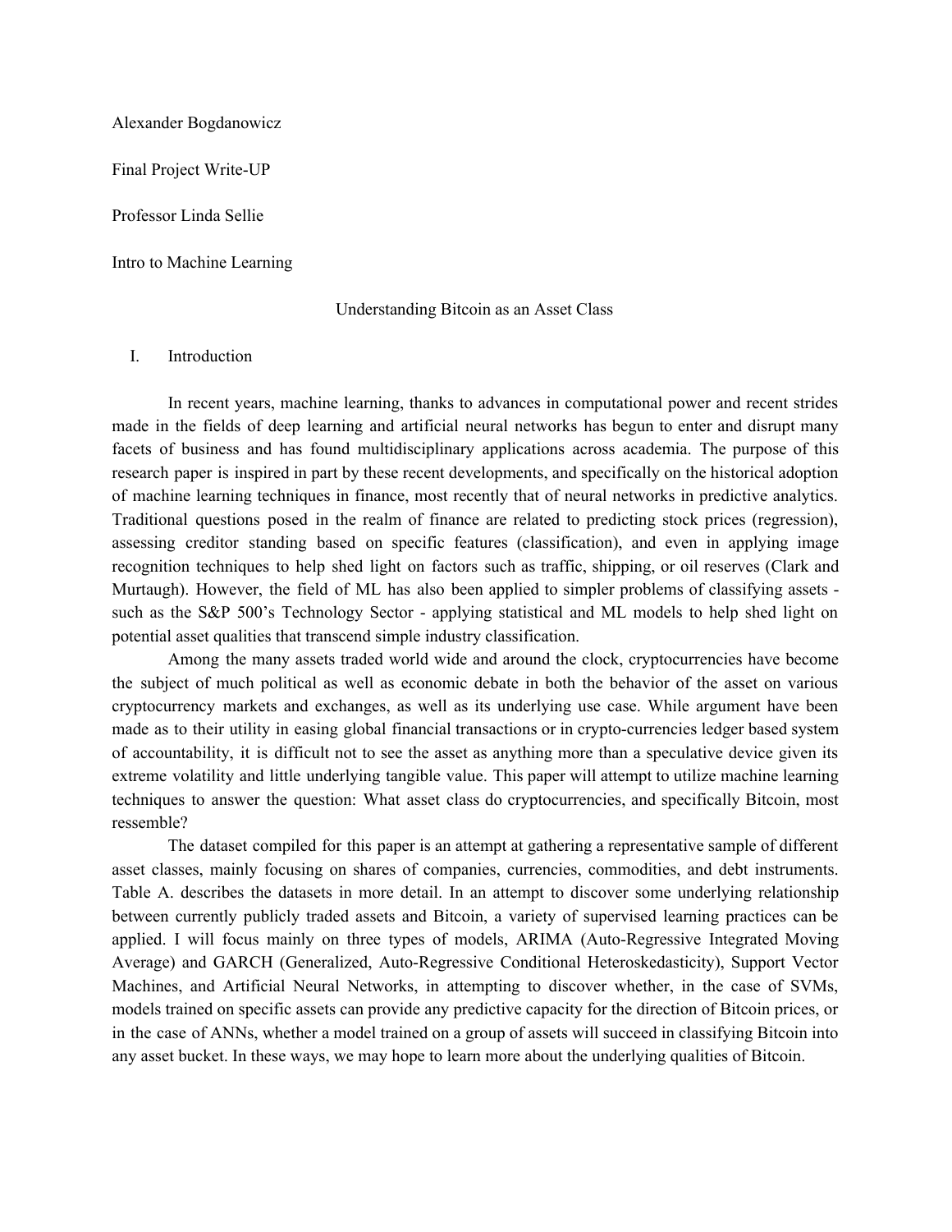Alexander Bogdanowicz

Final Project Write-UP

Professor Linda Sellie

Intro to Machine Learning

# Understanding Bitcoin as an Asset Class

## I. Introduction

In recent years, machine learning, thanks to advances in computational power and recent strides made in the fields of deep learning and artificial neural networks has begun to enter and disrupt many facets of business and has found multidisciplinary applications across academia. The purpose of this research paper is inspired in part by these recent developments, and specifically on the historical adoption of machine learning techniques in finance, most recently that of neural networks in predictive analytics. Traditional questions posed in the realm of finance are related to predicting stock prices (regression), assessing creditor standing based on specific features (classification), and even in applying image recognition techniques to help shed light on factors such as traffic, shipping, or oil reserves (Clark and Murtaugh). However, the field of ML has also been applied to simpler problems of classifying assets - such as the S&P 500's Technology Sector - applying statistical and ML models to help shed light on potential asset qualities that transcend simple industry classification.

Among the many assets traded world wide and around the clock, cryptocurrencies have become the subject of much political as well as economic debate in both the behavior of the asset on various cryptocurrency markets and exchanges, as well as its underlying use case. While argument have been made as to their utility in easing global financial transactions or in crypto-currencies ledger based system of accountability, it is difficult not to see the asset as anything more than a speculative device given its extreme volatility and little underlying tangible value. This paper will attempt to utilize machine learning techniques to answer the question: What asset class do cryptocurrencies, and specifically Bitcoin, most ressemble?

The dataset compiled for this paper is an attempt at gathering a representative sample of different asset classes, mainly focusing on shares of companies, currencies, commodities, and debt instruments. Table A. describes the datasets in more detail. In an attempt to discover some underlying relationship between currently publicly traded assets and Bitcoin, a variety of supervised learning practices can be applied. I will focus mainly on three types of models, ARIMA (Auto-Regressive Integrated Moving Average) and GARCH (Generalized, Auto-Regressive Conditional Heteroskedasticity), Support Vector Machines, and Artificial Neural Networks, in attempting to discover whether, in the case of SVMs, models trained on specific assets can provide any predictive capacity for the direction of Bitcoin prices, or in the case of ANNs, whether a model trained on a group of assets will succeed in classifying Bitcoin into any asset bucket. In these ways, we may hope to learn more about the underlying qualities of Bitcoin.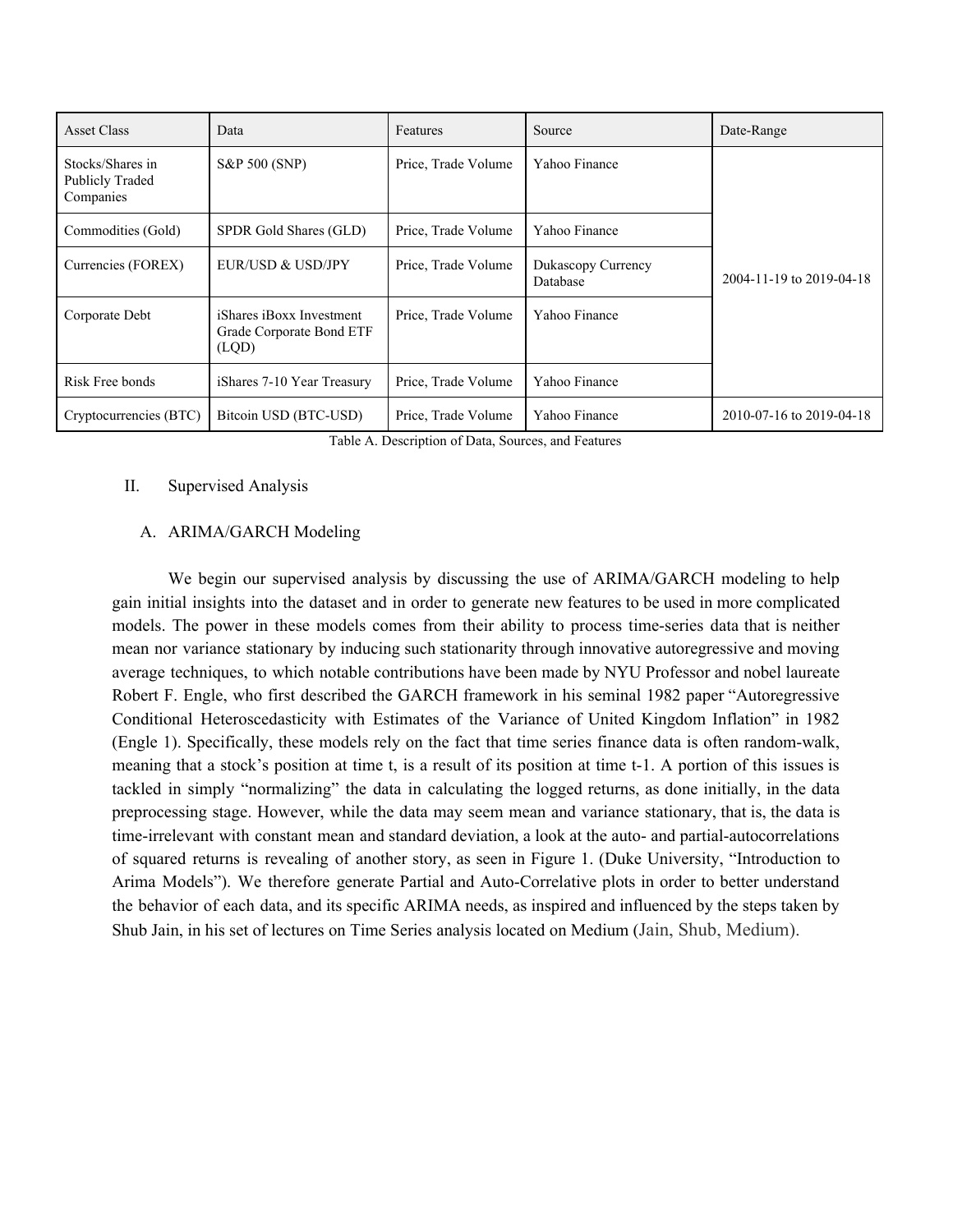| Asset Class | Data | Features | Source | Date-Range |
| --- | --- | --- | --- | --- |
| Stocks/Shares in Publicly Traded Companies | S&P 500 (SNP) | Price, Trade Volume | Yahoo Finance | 2004-11-19 to 2019-04-18 |
| Commodities (Gold) | SPDR Gold Shares (GLD) | Price, Trade Volume | Yahoo Finance | |
| Currencies (FOREX) | EUR/USD & USD/JPY | Price, Trade Volume | Dukascopy Currency Database | |
| Corporate Debt | iShares iBoxx Investment Grade Corporate Bond ETF (LQD) | Price, Trade Volume | Yahoo Finance | |
| Risk Free bonds | iShares 7-10 Year Treasury | Price, Trade Volume | Yahoo Finance | |
| Cryptocurrencies (BTC) | Bitcoin USD (BTC-USD) | Price, Trade Volume | Yahoo Finance | 2010-07-16 to 2019-04-18 |

Table A. Description of Data, Sources, and Features

## II. Supervised Analysis

### A. ARIMA/GARCH Modeling

We begin our supervised analysis by discussing the use of ARIMA/GARCH modeling to help gain initial insights into the dataset and in order to generate new features to be used in more complicated models. The power in these models comes from their ability to process time-series data that is neither mean nor variance stationary by inducing such stationarity through innovative autoregressive and moving average techniques, to which notable contributions have been made by NYU Professor and nobel laureate Robert F. Engle, who first described the GARCH framework in his seminal 1982 paper "Autoregressive Conditional Heteroscedasticity with Estimates of the Variance of United Kingdom Inflation" in 1982 (Engle 1). Specifically, these models rely on the fact that time series finance data is often random-walk, meaning that a stock's position at time t, is a result of its position at time t-1. A portion of this issues is tackled in simply "normalizing" the data in calculating the logged returns, as done initially, in the data preprocessing stage. However, while the data may seem mean and variance stationary, that is, the data is time-irrelevant with constant mean and standard deviation, a look at the auto- and partial-autocorrelations of squared returns is revealing of another story, as seen in Figure 1. (Duke University, "Introduction to Arima Models"). We therefore generate Partial and Auto-Correlative plots in order to better understand the behavior of each data, and its specific ARIMA needs, as inspired and influenced by the steps taken by Shub Jain, in his set of lectures on Time Series analysis located on Medium (Jain, Shub, Medium).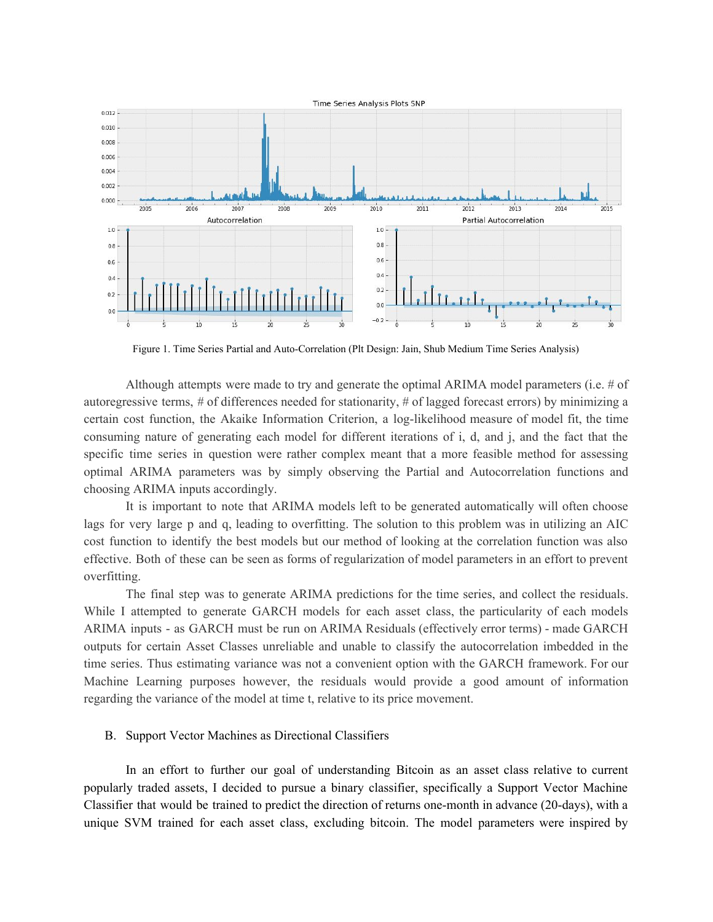Figure 1. Time Series Partial and Auto-Correlation (Plt Design: Jain, Shub Medium Time Series Analysis)

Although attempts were made to try and generate the optimal ARIMA model parameters (i.e. # of autoregressive terms, # of differences needed for stationarity, # of lagged forecast errors) by minimizing a certain cost function, the Akaike Information Criterion, a log-likelihood measure of model fit, the time consuming nature of generating each model for different iterations of i, d, and j, and the fact that the specific time series in question were rather complex meant that a more feasible method for assessing optimal ARIMA parameters was by simply observing the Partial and Autocorrelation functions and choosing ARIMA inputs accordingly.

It is important to note that ARIMA models left to be generated automatically will often choose lags for very large p and q, leading to overfitting. The solution to this problem was in utilizing an AIC cost function to identify the best models but our method of looking at the correlation function was also effective. Both of these can be seen as forms of regularization of model parameters in an effort to prevent overfitting.

The final step was to generate ARIMA predictions for the time series, and collect the residuals. While I attempted to generate GARCH models for each asset class, the particularity of each models ARIMA inputs - as GARCH must be run on ARIMA Residuals (effectively error terms) - made GARCH outputs for certain Asset Classes unreliable and unable to classify the autocorrelation imbedded in the time series. Thus estimating variance was not a convenient option with the GARCH framework. For our Machine Learning purposes however, the residuals would provide a good amount of information regarding the variance of the model at time t, relative to its price movement.

## B. Support Vector Machines as Directional Classifiers

In an effort to further our goal of understanding Bitcoin as an asset class relative to current popularly traded assets, I decided to pursue a binary classifier, specifically a Support Vector Machine Classifier that would be trained to predict the direction of returns one-month in advance (20-days), with a unique SVM trained for each asset class, excluding bitcoin. The model parameters were inspired by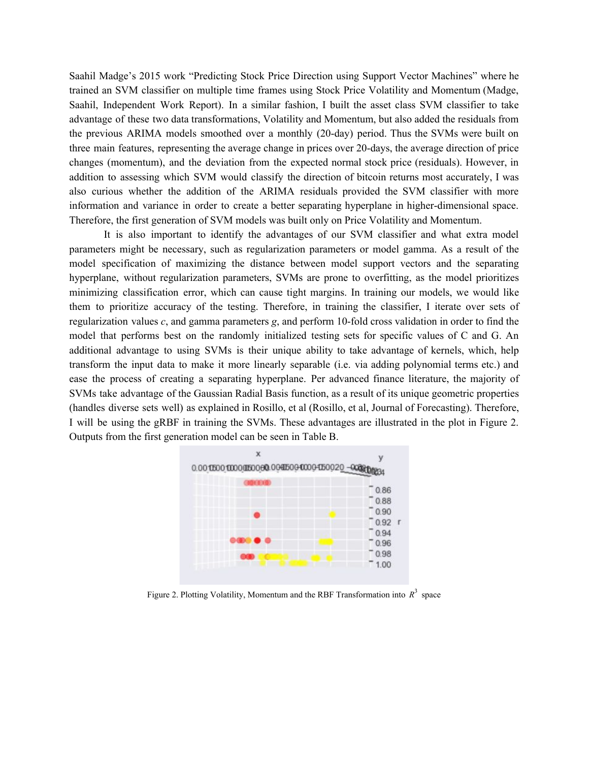Saahil Madge's 2015 work "Predicting Stock Price Direction using Support Vector Machines" where he trained an SVM classifier on multiple time frames using Stock Price Volatility and Momentum (Madge, Saahil, Independent Work Report). In a similar fashion, I built the asset class SVM classifier to take advantage of these two data transformations, Volatility and Momentum, but also added the residuals from the previous ARIMA models smoothed over a monthly (20-day) period. Thus the SVMs were built on three main features, representing the average change in prices over 20-days, the average direction of price changes (momentum), and the deviation from the expected normal stock price (residuals). However, in addition to assessing which SVM would classify the direction of bitcoin returns most accurately, I was also curious whether the addition of the ARIMA residuals provided the SVM classifier with more information and variance in order to create a better separating hyperplane in higher-dimensional space. Therefore, the first generation of SVM models was built only on Price Volatility and Momentum.

It is also important to identify the advantages of our SVM classifier and what extra model parameters might be necessary, such as regularization parameters or model gamma. As a result of the model specification of maximizing the distance between model support vectors and the separating hyperplane, without regularization parameters, SVMs are prone to overfitting, as the model prioritizes minimizing classification error, which can cause tight margins. In training our models, we would like them to prioritize accuracy of the testing. Therefore, in training the classifier, I iterate over sets of regularization values *c*, and gamma parameters *g*, and perform 10-fold cross validation in order to find the model that performs best on the randomly initialized testing sets for specific values of C and G. An additional advantage to using SVMs is their unique ability to take advantage of kernels, which, help transform the input data to make it more linearly separable (i.e. via adding polynomial terms etc.) and ease the process of creating a separating hyperplane. Per advanced finance literature, the majority of SVMs take advantage of the Gaussian Radial Basis function, as a result of its unique geometric properties (handles diverse sets well) as explained in Rosillo, et al (Rosillo, et al, Journal of Forecasting). Therefore, I will be using the gRBF in training the SVMs. These advantages are illustrated in the plot in Figure 2. Outputs from the first generation model can be seen in Table B.

Figure 2. Plotting Volatility, Momentum and the RBF Transformation into $R^3$ space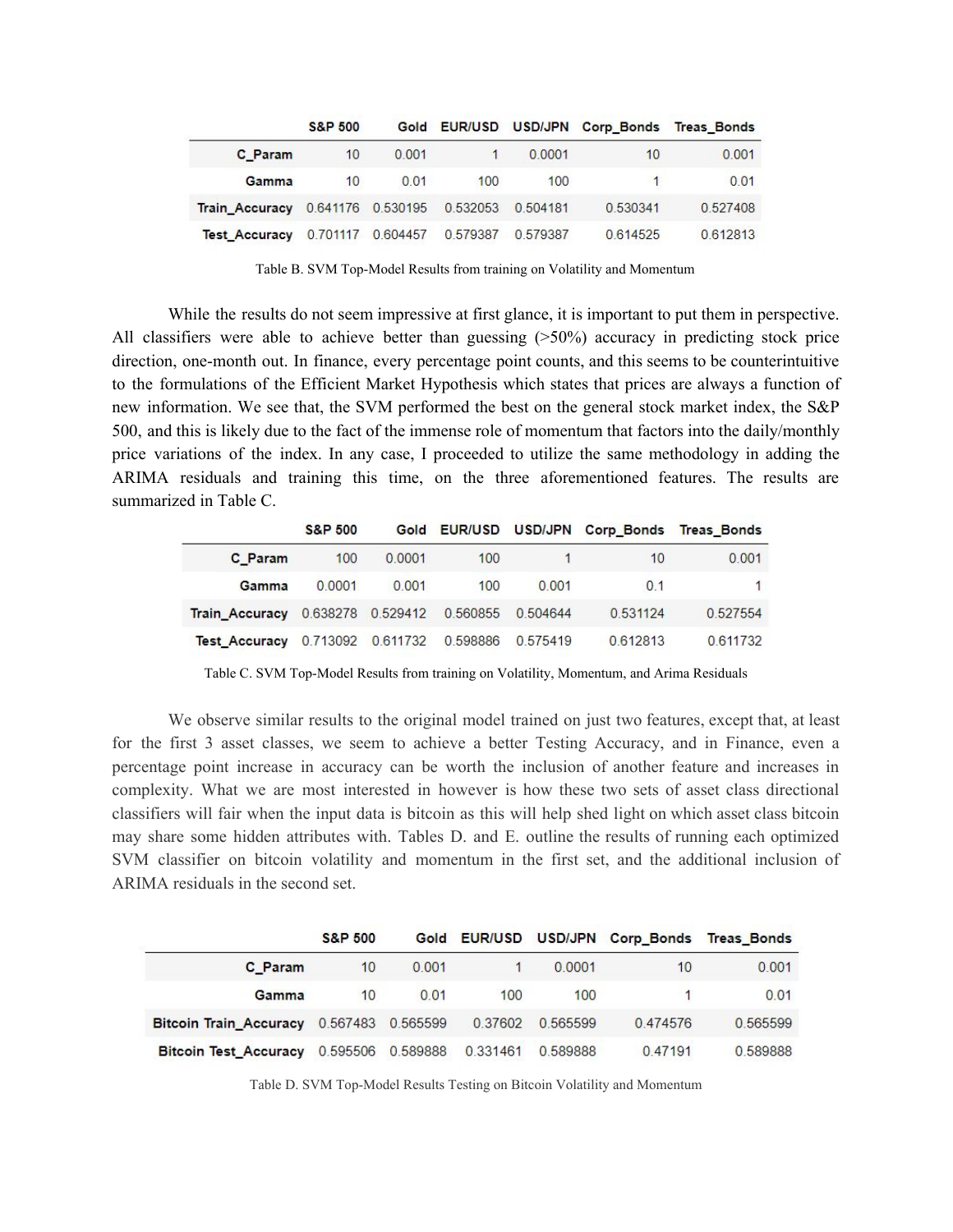| | S&P 500 | Gold | EUR/USD | USD/JPN | Corp_Bonds | Treas_Bonds |
|---|---|---|---|---|---|---|
| C_Param | 10 | 0.001 | 1 | 0.0001 | 10 | 0.001 |
| Gamma | 10 | 0.01 | 100 | 100 | 1 | 0.01 |
| Train_Accuracy | 0.641176 | 0.530195 | 0.532053 | 0.504181 | 0.530341 | 0.527408 |
| Test_Accuracy | 0.701117 | 0.604457 | 0.579387 | 0.579387 | 0.614525 | 0.612813 |

Table B. SVM Top-Model Results from training on Volatility and Momentum

While the results do not seem impressive at first glance, it is important to put them in perspective. All classifiers were able to achieve better than guessing (>50%) accuracy in predicting stock price direction, one-month out. In finance, every percentage point counts, and this seems to be counterintuitive to the formulations of the Efficient Market Hypothesis which states that prices are always a function of new information. We see that, the SVM performed the best on the general stock market index, the S&P 500, and this is likely due to the fact of the immense role of momentum that factors into the daily/monthly price variations of the index. In any case, I proceeded to utilize the same methodology in adding the ARIMA residuals and training this time, on the three aforementioned features. The results are summarized in Table C.

| | S&P 500 | Gold | EUR/USD | USD/JPN | Corp_Bonds | Treas_Bonds |
|---|---|---|---|---|---|---|
| C_Param | 100 | 0.0001 | 100 | 1 | 10 | 0.001 |
| Gamma | 0.0001 | 0.001 | 100 | 0.001 | 0.1 | 1 |
| Train_Accuracy | 0.638278 | 0.529412 | 0.560855 | 0.504644 | 0.531124 | 0.527554 |
| Test_Accuracy | 0.713092 | 0.611732 | 0.598886 | 0.575419 | 0.612813 | 0.611732 |

Table C. SVM Top-Model Results from training on Volatility, Momentum, and Arima Residuals

We observe similar results to the original model trained on just two features, except that, at least for the first 3 asset classes, we seem to achieve a better Testing Accuracy, and in Finance, even a percentage point increase in accuracy can be worth the inclusion of another feature and increases in complexity. What we are most interested in however is how these two sets of asset class directional classifiers will fair when the input data is bitcoin as this will help shed light on which asset class bitcoin may share some hidden attributes with. Tables D. and E. outline the results of running each optimized SVM classifier on bitcoin volatility and momentum in the first set, and the additional inclusion of ARIMA residuals in the second set.

| | S&P 500 | Gold | EUR/USD | USD/JPN | Corp_Bonds | Treas_Bonds |
|---|---|---|---|---|---|---|
| C_Param | 10 | 0.001 | 1 | 0.0001 | 10 | 0.001 |
| Gamma | 10 | 0.01 | 100 | 100 | 1 | 0.01 |
| Bitcoin Train_Accuracy | 0.567483 | 0.565599 | 0.37602 | 0.565599 | 0.474576 | 0.565599 |
| Bitcoin Test_Accuracy | 0.595506 | 0.589888 | 0.331461 | 0.589888 | 0.47191 | 0.589888 |

Table D. SVM Top-Model Results Testing on Bitcoin Volatility and Momentum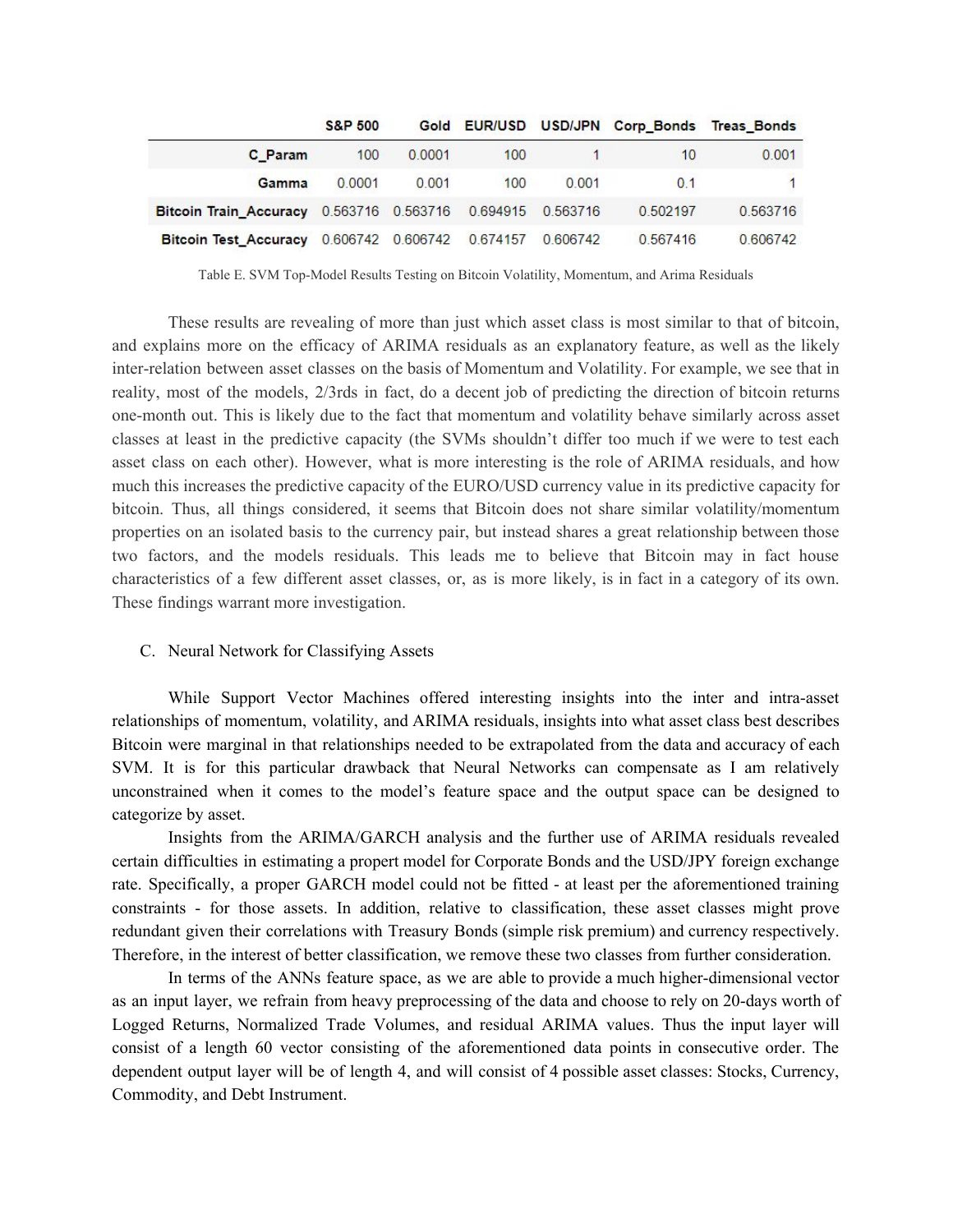|  | S&P 500 | Gold | EUR/USD | USD/JPN | Corp_Bonds | Treas_Bonds |
| --- | --- | --- | --- | --- | --- | --- |
| C_Param | 100 | 0.0001 | 100 | 1 | 10 | 0.001 |
| Gamma | 0.0001 | 0.001 | 100 | 0.001 | 0.1 | 1 |
| Bitcoin Train_Accuracy | 0.563716 | 0.563716 | 0.694915 | 0.563716 | 0.502197 | 0.563716 |
| Bitcoin Test_Accuracy | 0.606742 | 0.606742 | 0.674157 | 0.606742 | 0.567416 | 0.606742 |

Table E. SVM Top-Model Results Testing on Bitcoin Volatility, Momentum, and Arima Residuals

These results are revealing of more than just which asset class is most similar to that of bitcoin, and explains more on the efficacy of ARIMA residuals as an explanatory feature, as well as the likely inter-relation between asset classes on the basis of Momentum and Volatility. For example, we see that in reality, most of the models, 2/3rds in fact, do a decent job of predicting the direction of bitcoin returns one-month out. This is likely due to the fact that momentum and volatility behave similarly across asset classes at least in the predictive capacity (the SVMs shouldn't differ too much if we were to test each asset class on each other). However, what is more interesting is the role of ARIMA residuals, and how much this increases the predictive capacity of the EURO/USD currency value in its predictive capacity for bitcoin. Thus, all things considered, it seems that Bitcoin does not share similar volatility/momentum properties on an isolated basis to the currency pair, but instead shares a great relationship between those two factors, and the models residuals. This leads me to believe that Bitcoin may in fact house characteristics of a few different asset classes, or, as is more likely, is in fact in a category of its own. These findings warrant more investigation.

C. Neural Network for Classifying Assets

While Support Vector Machines offered interesting insights into the inter and intra-asset relationships of momentum, volatility, and ARIMA residuals, insights into what asset class best describes Bitcoin were marginal in that relationships needed to be extrapolated from the data and accuracy of each SVM. It is for this particular drawback that Neural Networks can compensate as I am relatively unconstrained when it comes to the model's feature space and the output space can be designed to categorize by asset.

Insights from the ARIMA/GARCH analysis and the further use of ARIMA residuals revealed certain difficulties in estimating a propert model for Corporate Bonds and the USD/JPY foreign exchange rate. Specifically, a proper GARCH model could not be fitted - at least per the aforementioned training constraints - for those assets. In addition, relative to classification, these asset classes might prove redundant given their correlations with Treasury Bonds (simple risk premium) and currency respectively. Therefore, in the interest of better classification, we remove these two classes from further consideration.

In terms of the ANNs feature space, as we are able to provide a much higher-dimensional vector as an input layer, we refrain from heavy preprocessing of the data and choose to rely on 20-days worth of Logged Returns, Normalized Trade Volumes, and residual ARIMA values. Thus the input layer will consist of a length 60 vector consisting of the aforementioned data points in consecutive order. The dependent output layer will be of length 4, and will consist of 4 possible asset classes: Stocks, Currency, Commodity, and Debt Instrument.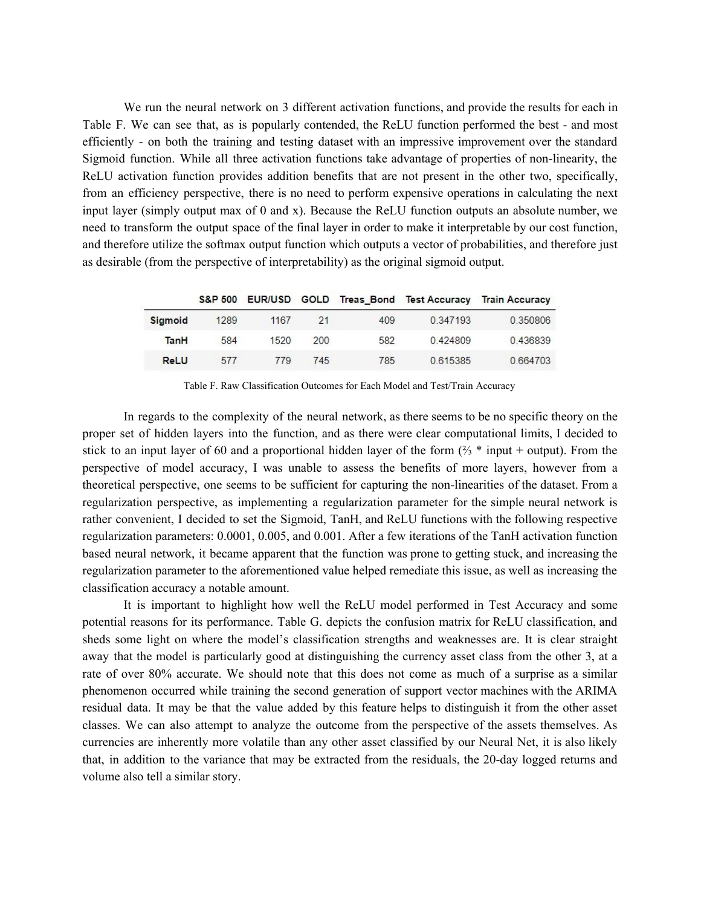We run the neural network on 3 different activation functions, and provide the results for each in Table F. We can see that, as is popularly contended, the ReLU function performed the best - and most efficiently - on both the training and testing dataset with an impressive improvement over the standard Sigmoid function. While all three activation functions take advantage of properties of non-linearity, the ReLU activation function provides addition benefits that are not present in the other two, specifically, from an efficiency perspective, there is no need to perform expensive operations in calculating the next input layer (simply output max of 0 and x). Because the ReLU function outputs an absolute number, we need to transform the output space of the final layer in order to make it interpretable by our cost function, and therefore utilize the softmax output function which outputs a vector of probabilities, and therefore just as desirable (from the perspective of interpretability) as the original sigmoid output.

| | S&P 500 | EUR/USD | GOLD | Treas_Bond | Test Accuracy | Train Accuracy |
|---|---|---|---|---|---|---|
| **Sigmoid** | 1289 | 1167 | 21 | 409 | 0.347193 | 0.350806 |
| **TanH** | 584 | 1520 | 200 | 582 | 0.424809 | 0.436839 |
| **ReLU** | 577 | 779 | 745 | 785 | 0.615385 | 0.664703 |

Table F. Raw Classification Outcomes for Each Model and Test/Train Accuracy

In regards to the complexity of the neural network, as there seems to be no specific theory on the proper set of hidden layers into the function, and as there were clear computational limits, I decided to stick to an input layer of 60 and a proportional hidden layer of the form (⅔ * input + output). From the perspective of model accuracy, I was unable to assess the benefits of more layers, however from a theoretical perspective, one seems to be sufficient for capturing the non-linearities of the dataset. From a regularization perspective, as implementing a regularization parameter for the simple neural network is rather convenient, I decided to set the Sigmoid, TanH, and ReLU functions with the following respective regularization parameters: 0.0001, 0.005, and 0.001. After a few iterations of the TanH activation function based neural network, it became apparent that the function was prone to getting stuck, and increasing the regularization parameter to the aforementioned value helped remediate this issue, as well as increasing the classification accuracy a notable amount.

It is important to highlight how well the ReLU model performed in Test Accuracy and some potential reasons for its performance. Table G. depicts the confusion matrix for ReLU classification, and sheds some light on where the model's classification strengths and weaknesses are. It is clear straight away that the model is particularly good at distinguishing the currency asset class from the other 3, at a rate of over 80% accurate. We should note that this does not come as much of a surprise as a similar phenomenon occurred while training the second generation of support vector machines with the ARIMA residual data. It may be that the value added by this feature helps to distinguish it from the other asset classes. We can also attempt to analyze the outcome from the perspective of the assets themselves. As currencies are inherently more volatile than any other asset classified by our Neural Net, it is also likely that, in addition to the variance that may be extracted from the residuals, the 20-day logged returns and volume also tell a similar story.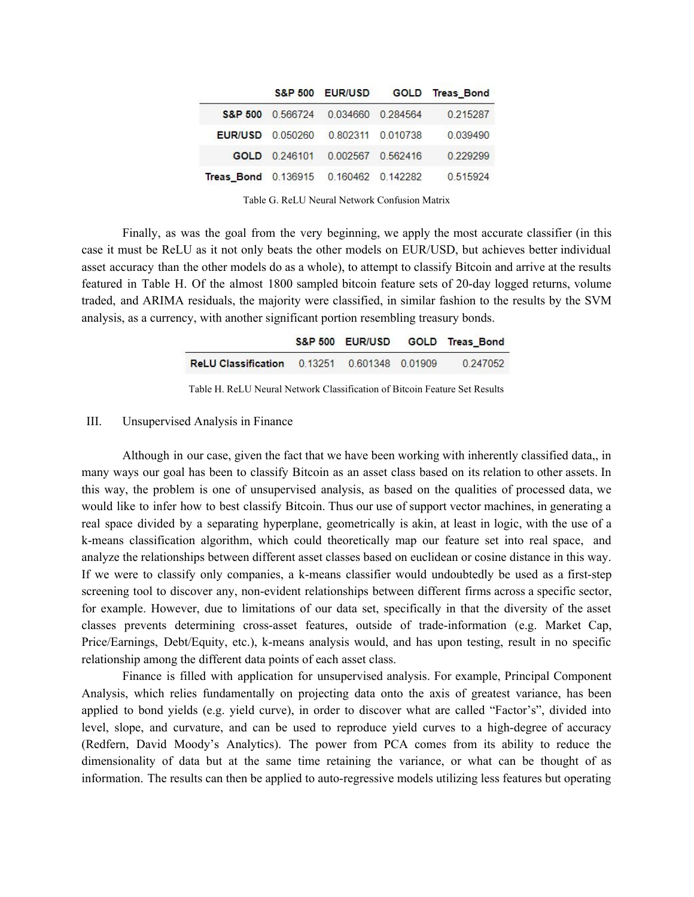| | S&P 500 | EUR/USD | GOLD | Treas_Bond |
|---|---|---|---|---|
| **S&P 500** | 0.566724 | 0.034660 | 0.284564 | 0.215287 |
| **EUR/USD** | 0.050260 | 0.802311 | 0.010738 | 0.039490 |
| **GOLD** | 0.246101 | 0.002567 | 0.562416 | 0.229299 |
| **Treas_Bond** | 0.136915 | 0.160462 | 0.142282 | 0.515924 |

Table G. ReLU Neural Network Confusion Matrix

Finally, as was the goal from the very beginning, we apply the most accurate classifier (in this case it must be ReLU as it not only beats the other models on EUR/USD, but achieves better individual asset accuracy than the other models do as a whole), to attempt to classify Bitcoin and arrive at the results featured in Table H. Of the almost 1800 sampled bitcoin feature sets of 20-day logged returns, volume traded, and ARIMA residuals, the majority were classified, in similar fashion to the results by the SVM analysis, as a currency, with another significant portion resembling treasury bonds.

| | S&P 500 | EUR/USD | GOLD | Treas_Bond |
|---|---|---|---|---|
| **ReLU Classification** | 0.13251 | 0.601348 | 0.01909 | 0.247052 |

Table H. ReLU Neural Network Classification of Bitcoin Feature Set Results

## III. Unsupervised Analysis in Finance

Although in our case, given the fact that we have been working with inherently classified data,, in many ways our goal has been to classify Bitcoin as an asset class based on its relation to other assets. In this way, the problem is one of unsupervised analysis, as based on the qualities of processed data, we would like to infer how to best classify Bitcoin. Thus our use of support vector machines, in generating a real space divided by a separating hyperplane, geometrically is akin, at least in logic, with the use of a k-means classification algorithm, which could theoretically map our feature set into real space, and analyze the relationships between different asset classes based on euclidean or cosine distance in this way. If we were to classify only companies, a k-means classifier would undoubtedly be used as a first-step screening tool to discover any, non-evident relationships between different firms across a specific sector, for example. However, due to limitations of our data set, specifically in that the diversity of the asset classes prevents determining cross-asset features, outside of trade-information (e.g. Market Cap, Price/Earnings, Debt/Equity, etc.), k-means analysis would, and has upon testing, result in no specific relationship among the different data points of each asset class.

Finance is filled with application for unsupervised analysis. For example, Principal Component Analysis, which relies fundamentally on projecting data onto the axis of greatest variance, has been applied to bond yields (e.g. yield curve), in order to discover what are called "Factor's", divided into level, slope, and curvature, and can be used to reproduce yield curves to a high-degree of accuracy (Redfern, David Moody's Analytics). The power from PCA comes from its ability to reduce the dimensionality of data but at the same time retaining the variance, or what can be thought of as information. The results can then be applied to auto-regressive models utilizing less features but operating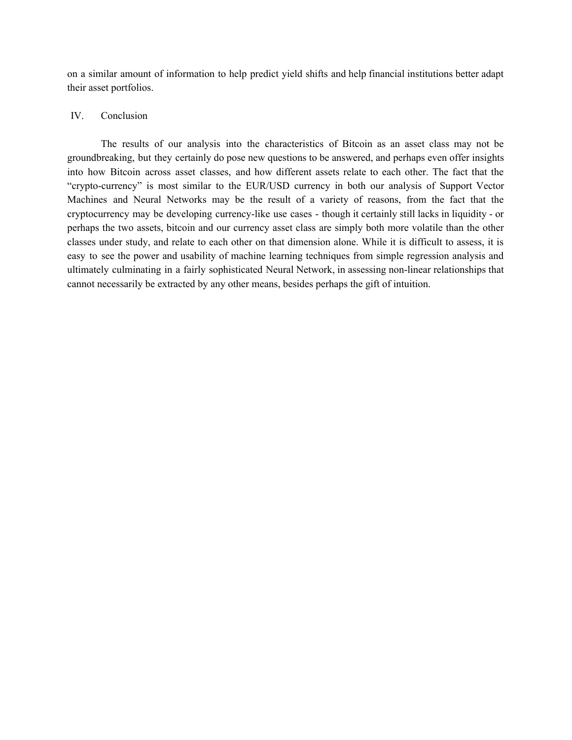on a similar amount of information to help predict yield shifts and help financial institutions better adapt their asset portfolios.

## IV. Conclusion

The results of our analysis into the characteristics of Bitcoin as an asset class may not be groundbreaking, but they certainly do pose new questions to be answered, and perhaps even offer insights into how Bitcoin across asset classes, and how different assets relate to each other. The fact that the "crypto-currency" is most similar to the EUR/USD currency in both our analysis of Support Vector Machines and Neural Networks may be the result of a variety of reasons, from the fact that the cryptocurrency may be developing currency-like use cases - though it certainly still lacks in liquidity - or perhaps the two assets, bitcoin and our currency asset class are simply both more volatile than the other classes under study, and relate to each other on that dimension alone. While it is difficult to assess, it is easy to see the power and usability of machine learning techniques from simple regression analysis and ultimately culminating in a fairly sophisticated Neural Network, in assessing non-linear relationships that cannot necessarily be extracted by any other means, besides perhaps the gift of intuition.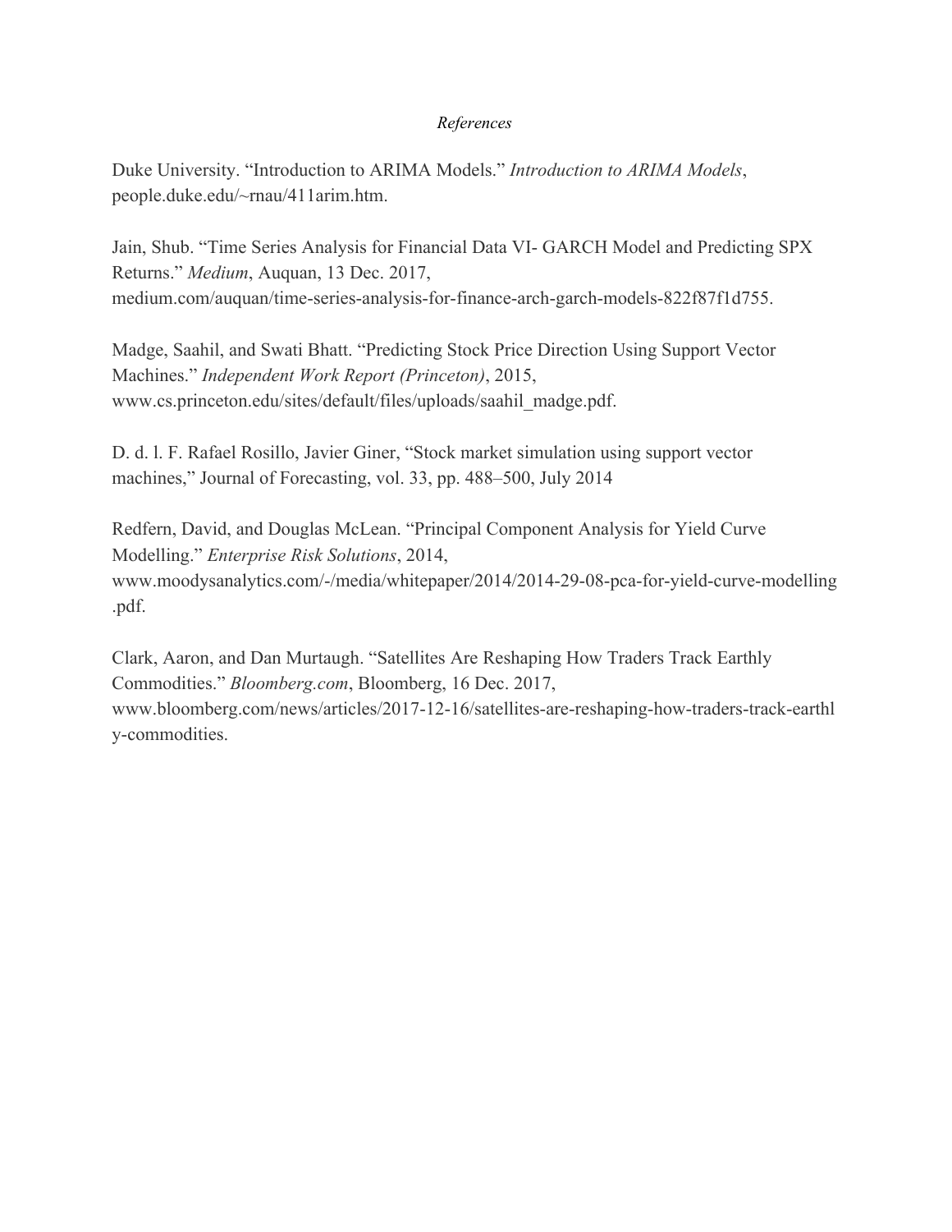*References*

Duke University. "Introduction to ARIMA Models." *Introduction to ARIMA Models*, people.duke.edu/~rnau/411arim.htm.

Jain, Shub. "Time Series Analysis for Financial Data VI- GARCH Model and Predicting SPX Returns." *Medium*, Auquan, 13 Dec. 2017, medium.com/auquan/time-series-analysis-for-finance-arch-garch-models-822f87f1d755.

Madge, Saahil, and Swati Bhatt. "Predicting Stock Price Direction Using Support Vector Machines." *Independent Work Report (Princeton)*, 2015, www.cs.princeton.edu/sites/default/files/uploads/saahil_madge.pdf.

D. d. l. F. Rafael Rosillo, Javier Giner, "Stock market simulation using support vector machines," Journal of Forecasting, vol. 33, pp. 488–500, July 2014

Redfern, David, and Douglas McLean. "Principal Component Analysis for Yield Curve Modelling." *Enterprise Risk Solutions*, 2014, www.moodysanalytics.com/-/media/whitepaper/2014/2014-29-08-pca-for-yield-curve-modelling.pdf.

Clark, Aaron, and Dan Murtaugh. "Satellites Are Reshaping How Traders Track Earthly Commodities." *Bloomberg.com*, Bloomberg, 16 Dec. 2017, www.bloomberg.com/news/articles/2017-12-16/satellites-are-reshaping-how-traders-track-earthly-commodities.